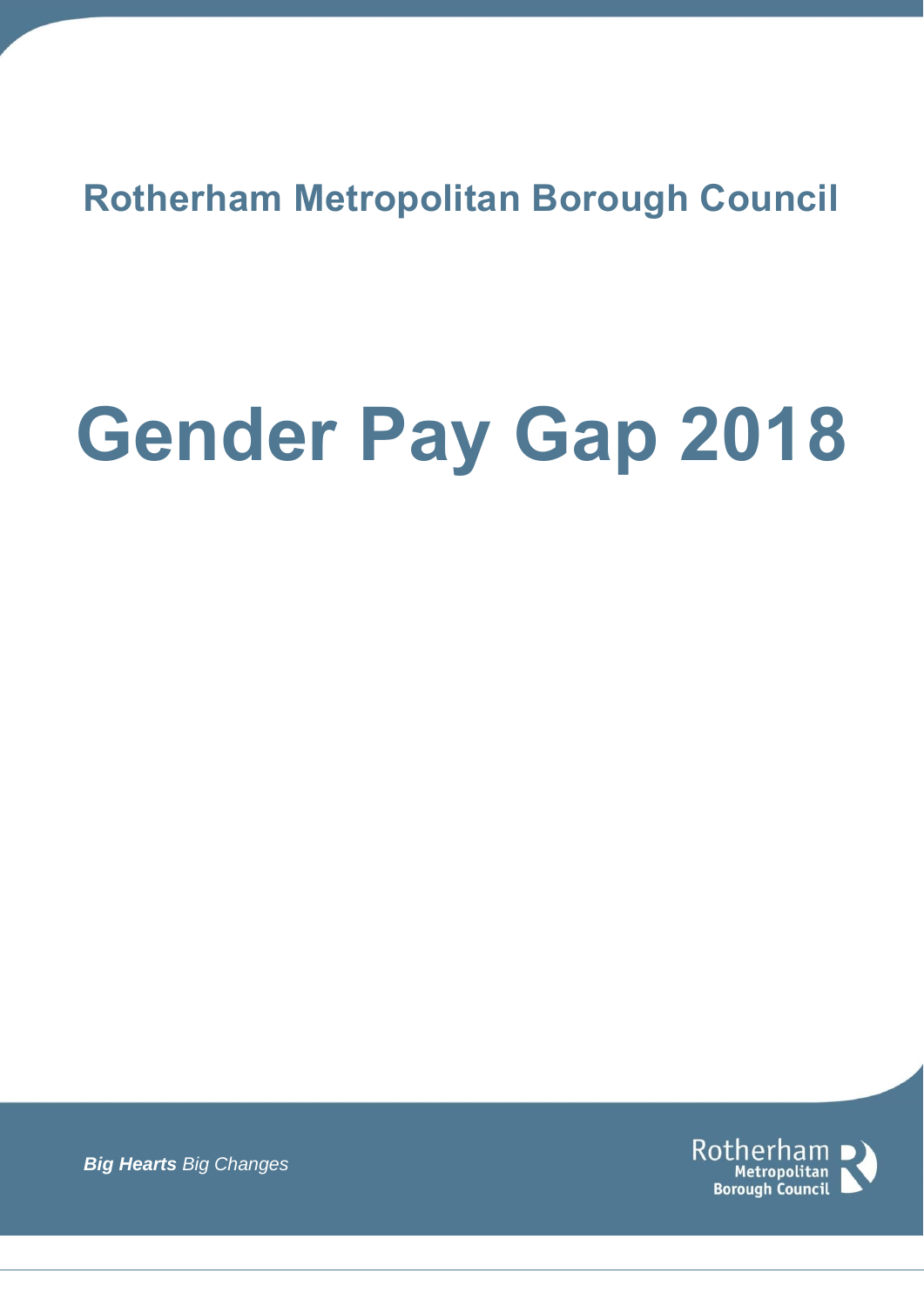## Rotherham Metropolitan Borough Council

# Gender Pay Gap 2018

***Big Hearts** Big Changes*

Rotherham Metropolitan Borough Council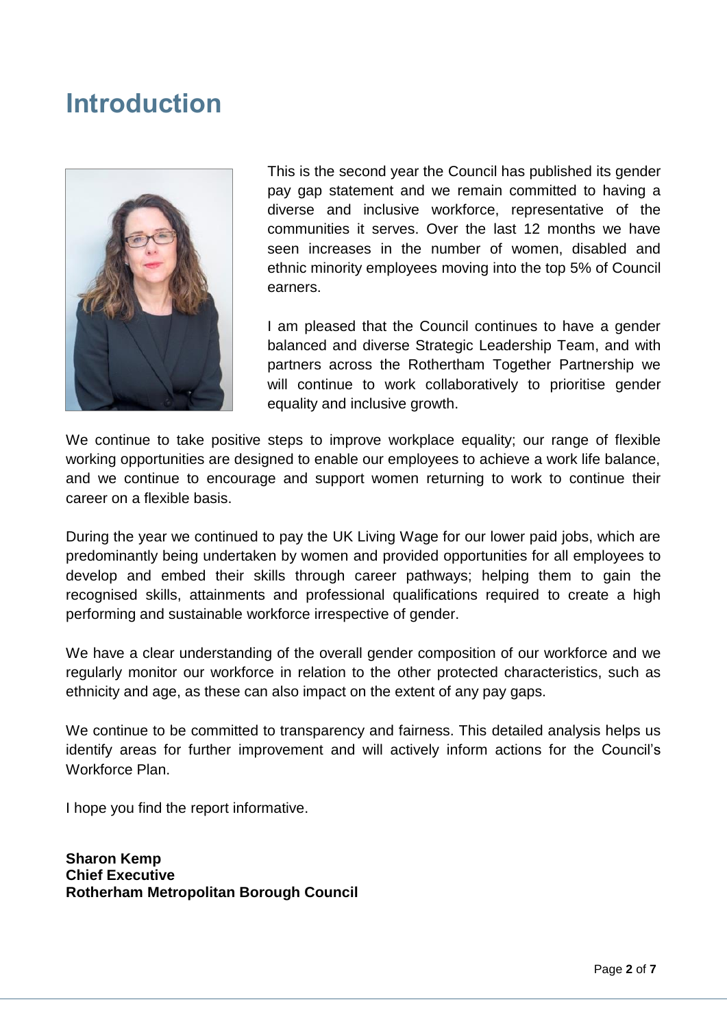# Introduction

This is the second year the Council has published its gender pay gap statement and we remain committed to having a diverse and inclusive workforce, representative of the communities it serves. Over the last 12 months we have seen increases in the number of women, disabled and ethnic minority employees moving into the top 5% of Council earners.

I am pleased that the Council continues to have a gender balanced and diverse Strategic Leadership Team, and with partners across the Rotherham Together Partnership we will continue to work collaboratively to prioritise gender equality and inclusive growth.

We continue to take positive steps to improve workplace equality; our range of flexible working opportunities are designed to enable our employees to achieve a work life balance, and we continue to encourage and support women returning to work to continue their career on a flexible basis.

During the year we continued to pay the UK Living Wage for our lower paid jobs, which are predominantly being undertaken by women and provided opportunities for all employees to develop and embed their skills through career pathways; helping them to gain the recognised skills, attainments and professional qualifications required to create a high performing and sustainable workforce irrespective of gender.

We have a clear understanding of the overall gender composition of our workforce and we regularly monitor our workforce in relation to the other protected characteristics, such as ethnicity and age, as these can also impact on the extent of any pay gaps.

We continue to be committed to transparency and fairness. This detailed analysis helps us identify areas for further improvement and will actively inform actions for the Council's Workforce Plan.

I hope you find the report informative.

**Sharon Kemp**
**Chief Executive**
**Rotherham Metropolitan Borough Council**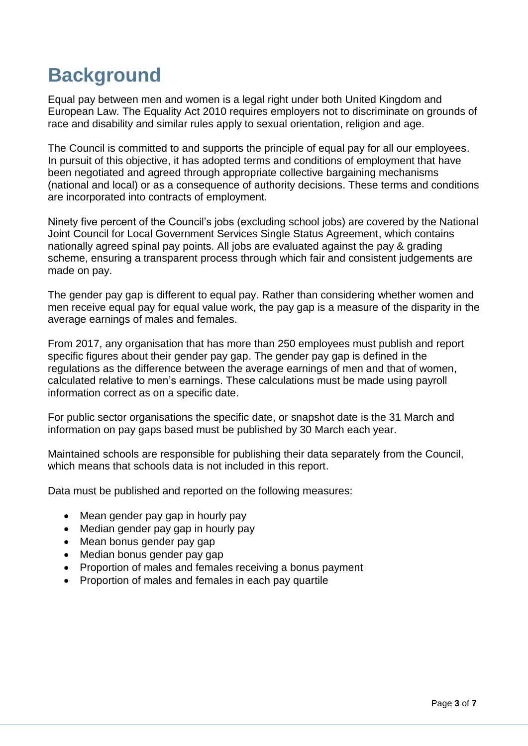# Background

Equal pay between men and women is a legal right under both United Kingdom and European Law. The Equality Act 2010 requires employers not to discriminate on grounds of race and disability and similar rules apply to sexual orientation, religion and age.

The Council is committed to and supports the principle of equal pay for all our employees. In pursuit of this objective, it has adopted terms and conditions of employment that have been negotiated and agreed through appropriate collective bargaining mechanisms (national and local) or as a consequence of authority decisions. These terms and conditions are incorporated into contracts of employment.

Ninety five percent of the Council's jobs (excluding school jobs) are covered by the National Joint Council for Local Government Services Single Status Agreement, which contains nationally agreed spinal pay points. All jobs are evaluated against the pay & grading scheme, ensuring a transparent process through which fair and consistent judgements are made on pay.

The gender pay gap is different to equal pay. Rather than considering whether women and men receive equal pay for equal value work, the pay gap is a measure of the disparity in the average earnings of males and females.

From 2017, any organisation that has more than 250 employees must publish and report specific figures about their gender pay gap. The gender pay gap is defined in the regulations as the difference between the average earnings of men and that of women, calculated relative to men's earnings. These calculations must be made using payroll information correct as on a specific date.

For public sector organisations the specific date, or snapshot date is the 31 March and information on pay gaps based must be published by 30 March each year.

Maintained schools are responsible for publishing their data separately from the Council, which means that schools data is not included in this report.

Data must be published and reported on the following measures:

- Mean gender pay gap in hourly pay
- Median gender pay gap in hourly pay
- Mean bonus gender pay gap
- Median bonus gender pay gap
- Proportion of males and females receiving a bonus payment
- Proportion of males and females in each pay quartile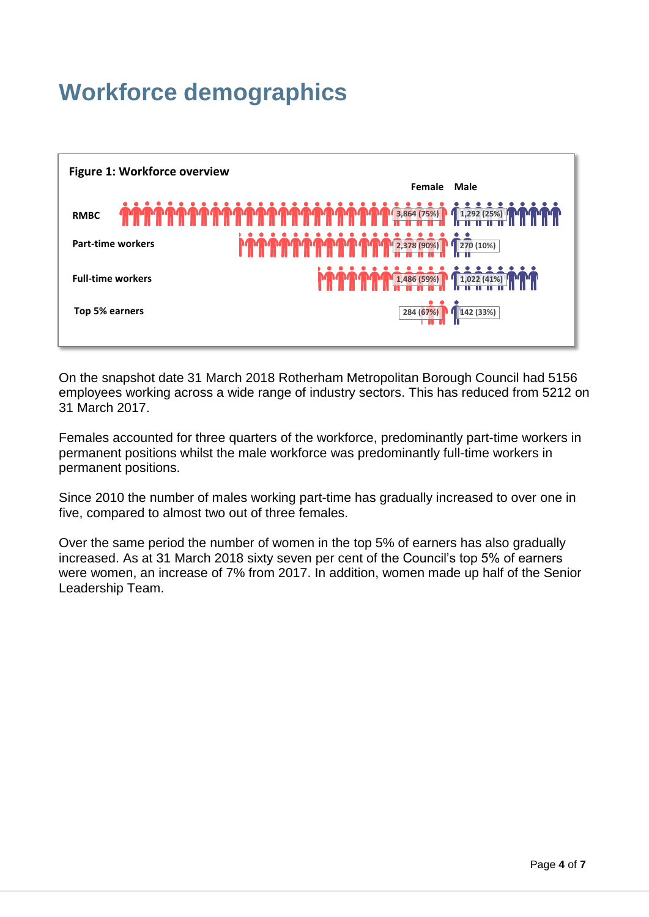# Workforce demographics

**Figure 1: Workforce overview**

| | Female | Male |
|---|---|---|
| RMBC | 3,864 (75%) | 1,292 (25%) |
| Part-time workers | 2,378 (90%) | 270 (10%) |
| Full-time workers | 1,486 (59%) | 1,022 (41%) |
| Top 5% earners | 284 (67%) | 142 (33%) |

On the snapshot date 31 March 2018 Rotherham Metropolitan Borough Council had 5156 employees working across a wide range of industry sectors. This has reduced from 5212 on 31 March 2017.

Females accounted for three quarters of the workforce, predominantly part-time workers in permanent positions whilst the male workforce was predominantly full-time workers in permanent positions.

Since 2010 the number of males working part-time has gradually increased to over one in five, compared to almost two out of three females.

Over the same period the number of women in the top 5% of earners has also gradually increased. As at 31 March 2018 sixty seven per cent of the Council's top 5% of earners were women, an increase of 7% from 2017. In addition, women made up half of the Senior Leadership Team.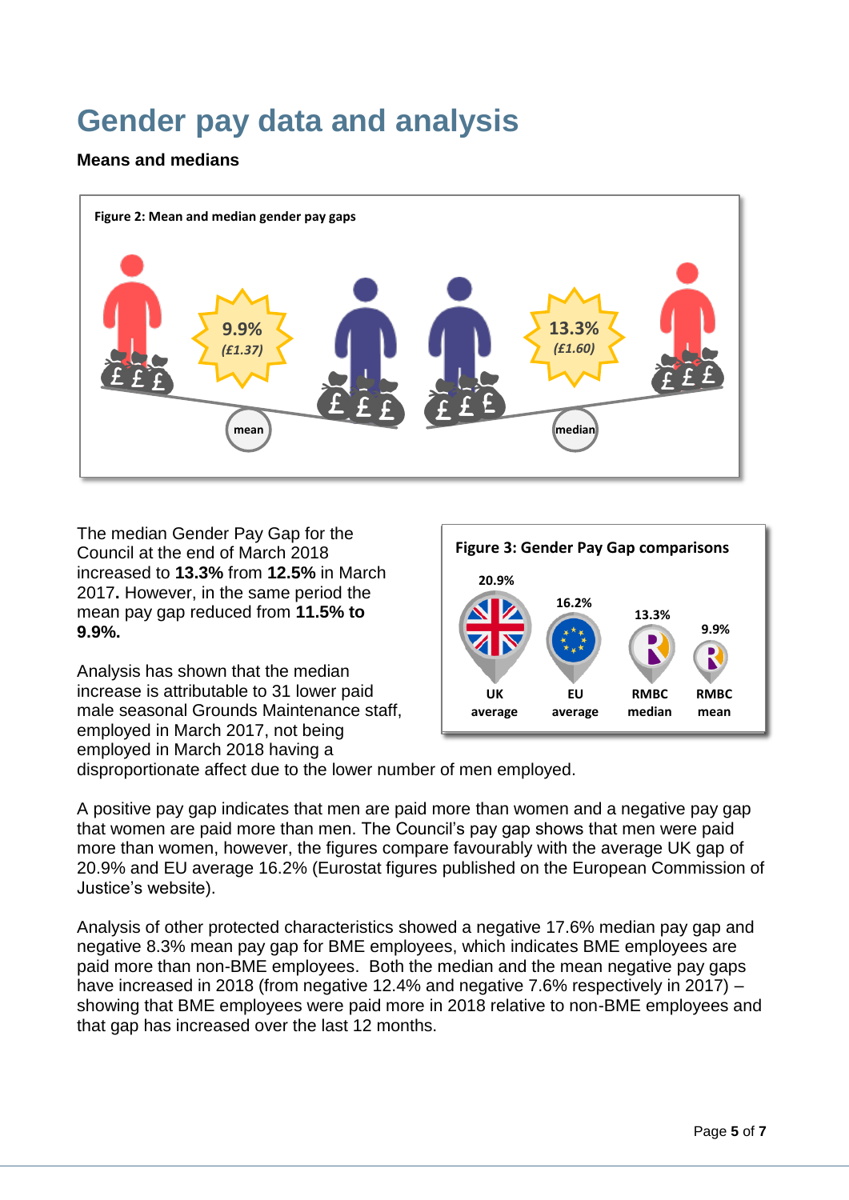# Gender pay data and analysis

**Means and medians**

**Figure 2: Mean and median gender pay gaps**

mean: 9.9% (£1.37)

median: 13.3% (£1.60)

The median Gender Pay Gap for the Council at the end of March 2018 increased to **13.3%** from **12.5%** in March 2017**.** However, in the same period the mean pay gap reduced from **11.5% to 9.9%.**

Analysis has shown that the median increase is attributable to 31 lower paid male seasonal Grounds Maintenance staff, employed in March 2017, not being employed in March 2018 having a disproportionate affect due to the lower number of men employed.

**Figure 3: Gender Pay Gap comparisons**

| UK average | EU average | RMBC median | RMBC mean |
|---|---|---|---|
| 20.9% | 16.2% | 13.3% | 9.9% |

A positive pay gap indicates that men are paid more than women and a negative pay gap that women are paid more than men. The Council's pay gap shows that men were paid more than women, however, the figures compare favourably with the average UK gap of 20.9% and EU average 16.2% (Eurostat figures published on the European Commission of Justice's website).

Analysis of other protected characteristics showed a negative 17.6% median pay gap and negative 8.3% mean pay gap for BME employees, which indicates BME employees are paid more than non-BME employees. Both the median and the mean negative pay gaps have increased in 2018 (from negative 12.4% and negative 7.6% respectively in 2017) – showing that BME employees were paid more in 2018 relative to non-BME employees and that gap has increased over the last 12 months.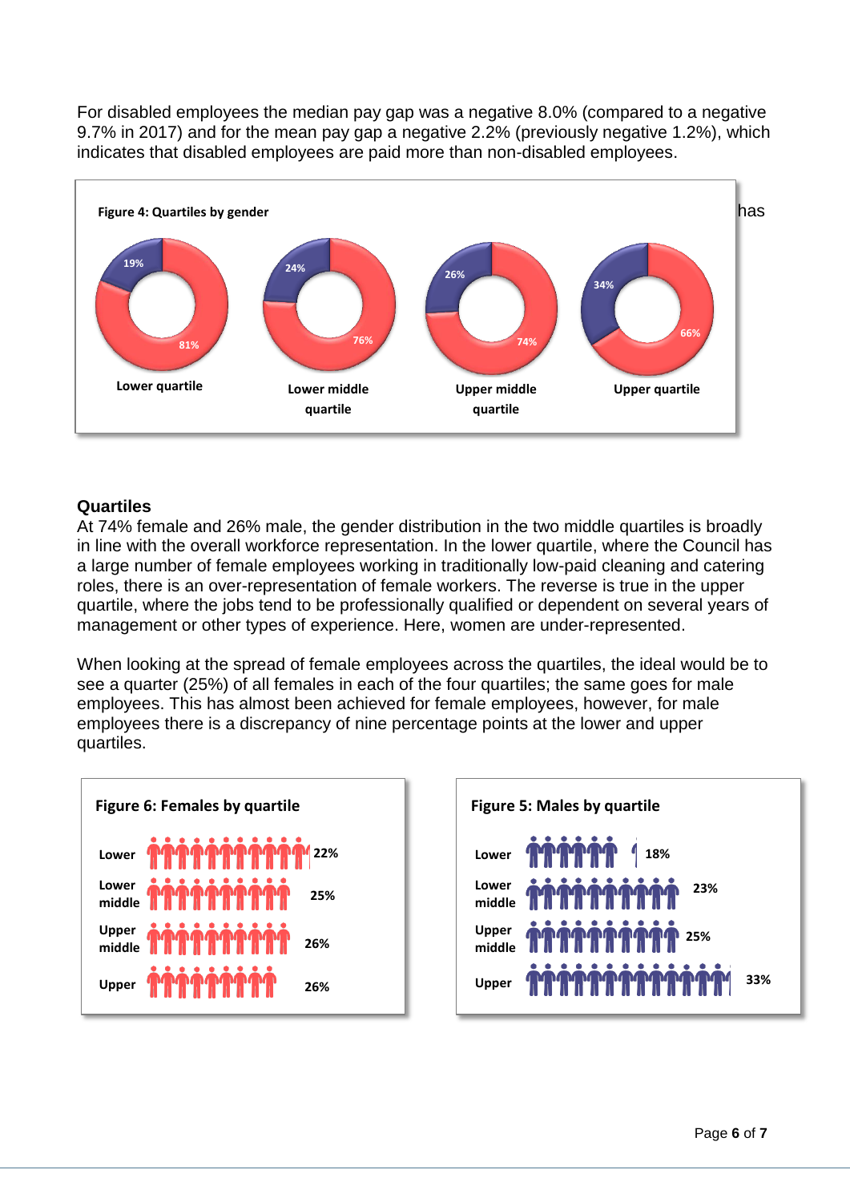For disabled employees the median pay gap was a negative 8.0% (compared to a negative 9.7% in 2017) and for the mean pay gap a negative 2.2% (previously negative 1.2%), which indicates that disabled employees are paid more than non-disabled employees.

**Figure 4: Quartiles by gender**

| | Lower quartile | Lower middle quartile | Upper middle quartile | Upper quartile |
|---|---|---|---|---|
| Male | 19% | 24% | 26% | 34% |
| Female | 81% | 76% | 74% | 66% |

has

## Quartiles

At 74% female and 26% male, the gender distribution in the two middle quartiles is broadly in line with the overall workforce representation. In the lower quartile, where the Council has a large number of female employees working in traditionally low-paid cleaning and catering roles, there is an over-representation of female workers. The reverse is true in the upper quartile, where the jobs tend to be professionally qualified or dependent on several years of management or other types of experience. Here, women are under-represented.

When looking at the spread of female employees across the quartiles, the ideal would be to see a quarter (25%) of all females in each of the four quartiles; the same goes for male employees. This has almost been achieved for female employees, however, for male employees there is a discrepancy of nine percentage points at the lower and upper quartiles.

**Figure 6: Females by quartile**

| Quartile | Females |
|---|---|
| Lower | 22% |
| Lower middle | 25% |
| Upper middle | 26% |
| Upper | 26% |

**Figure 5: Males by quartile**

| Quartile | Males |
|---|---|
| Lower | 18% |
| Lower middle | 23% |
| Upper middle | 25% |
| Upper | 33% |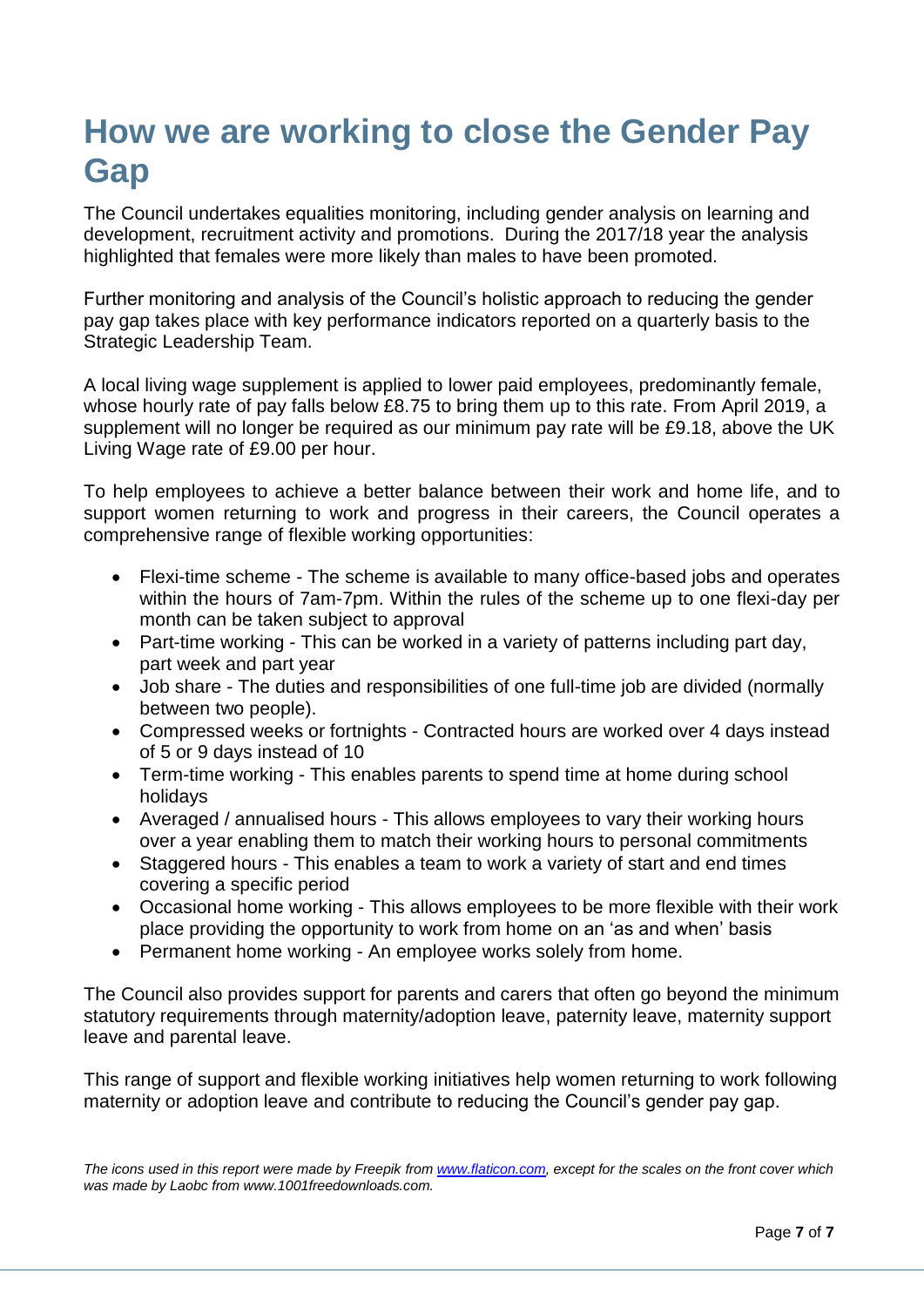# How we are working to close the Gender Pay Gap

The Council undertakes equalities monitoring, including gender analysis on learning and development, recruitment activity and promotions. During the 2017/18 year the analysis highlighted that females were more likely than males to have been promoted.

Further monitoring and analysis of the Council's holistic approach to reducing the gender pay gap takes place with key performance indicators reported on a quarterly basis to the Strategic Leadership Team.

A local living wage supplement is applied to lower paid employees, predominantly female, whose hourly rate of pay falls below £8.75 to bring them up to this rate. From April 2019, a supplement will no longer be required as our minimum pay rate will be £9.18, above the UK Living Wage rate of £9.00 per hour.

To help employees to achieve a better balance between their work and home life, and to support women returning to work and progress in their careers, the Council operates a comprehensive range of flexible working opportunities:

- Flexi-time scheme - The scheme is available to many office-based jobs and operates within the hours of 7am-7pm. Within the rules of the scheme up to one flexi-day per month can be taken subject to approval
- Part-time working - This can be worked in a variety of patterns including part day, part week and part year
- Job share - The duties and responsibilities of one full-time job are divided (normally between two people).
- Compressed weeks or fortnights - Contracted hours are worked over 4 days instead of 5 or 9 days instead of 10
- Term-time working - This enables parents to spend time at home during school holidays
- Averaged / annualised hours - This allows employees to vary their working hours over a year enabling them to match their working hours to personal commitments
- Staggered hours - This enables a team to work a variety of start and end times covering a specific period
- Occasional home working - This allows employees to be more flexible with their work place providing the opportunity to work from home on an 'as and when' basis
- Permanent home working - An employee works solely from home.

The Council also provides support for parents and carers that often go beyond the minimum statutory requirements through maternity/adoption leave, paternity leave, maternity support leave and parental leave.

This range of support and flexible working initiatives help women returning to work following maternity or adoption leave and contribute to reducing the Council's gender pay gap.

*The icons used in this report were made by Freepik from [www.flaticon.com](www.flaticon.com), except for the scales on the front cover which was made by Laobc from www.1001freedownloads.com.*